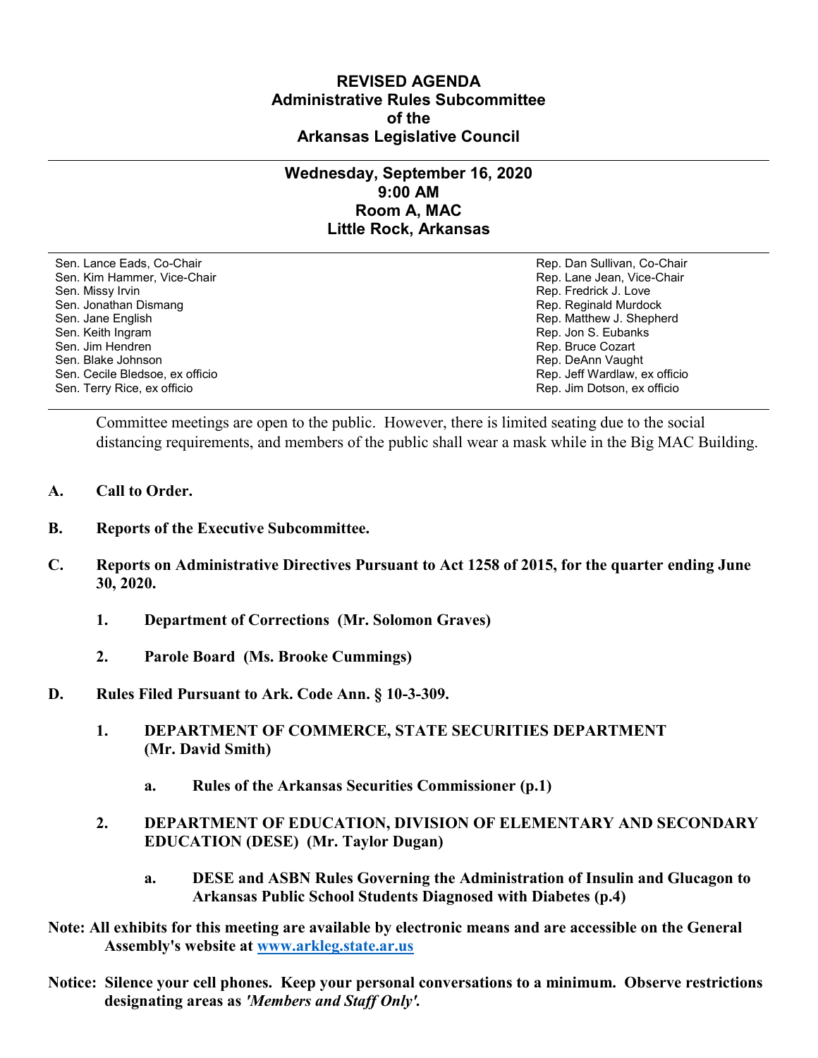# REVISED AGENDA
## Administrative Rules Subcommittee
## of the
## Arkansas Legislative Council

---

### Wednesday, September 16, 2020
### 9:00 AM
### Room A, MAC
### Little Rock, Arkansas

---

| | |
|---|---|
| Sen. Lance Eads, Co-Chair | Rep. Dan Sullivan, Co-Chair |
| Sen. Kim Hammer, Vice-Chair | Rep. Lane Jean, Vice-Chair |
| Sen. Missy Irvin | Rep. Fredrick J. Love |
| Sen. Jonathan Dismang | Rep. Reginald Murdock |
| Sen. Jane English | Rep. Matthew J. Shepherd |
| Sen. Keith Ingram | Rep. Jon S. Eubanks |
| Sen. Jim Hendren | Rep. Bruce Cozart |
| Sen. Blake Johnson | Rep. DeAnn Vaught |
| Sen. Cecile Bledsoe, ex officio | Rep. Jeff Wardlaw, ex officio |
| Sen. Terry Rice, ex officio | Rep. Jim Dotson, ex officio |

---

Committee meetings are open to the public. However, there is limited seating due to the social distancing requirements, and members of the public shall wear a mask while in the Big MAC Building.

**A. Call to Order.**

**B. Reports of the Executive Subcommittee.**

**C. Reports on Administrative Directives Pursuant to Act 1258 of 2015, for the quarter ending June 30, 2020.**

- **1. Department of Corrections (Mr. Solomon Graves)**
- **2. Parole Board (Ms. Brooke Cummings)**

**D. Rules Filed Pursuant to Ark. Code Ann. § 10-3-309.**

- **1. DEPARTMENT OF COMMERCE, STATE SECURITIES DEPARTMENT (Mr. David Smith)**
  - **a. Rules of the Arkansas Securities Commissioner (p.1)**
- **2. DEPARTMENT OF EDUCATION, DIVISION OF ELEMENTARY AND SECONDARY EDUCATION (DESE) (Mr. Taylor Dugan)**
  - **a. DESE and ASBN Rules Governing the Administration of Insulin and Glucagon to Arkansas Public School Students Diagnosed with Diabetes (p.4)**

**Note: All exhibits for this meeting are available by electronic means and are accessible on the General Assembly's website at [www.arkleg.state.ar.us](http://www.arkleg.state.ar.us)**

**Notice: Silence your cell phones. Keep your personal conversations to a minimum. Observe restrictions designating areas as *'Members and Staff Only'*.**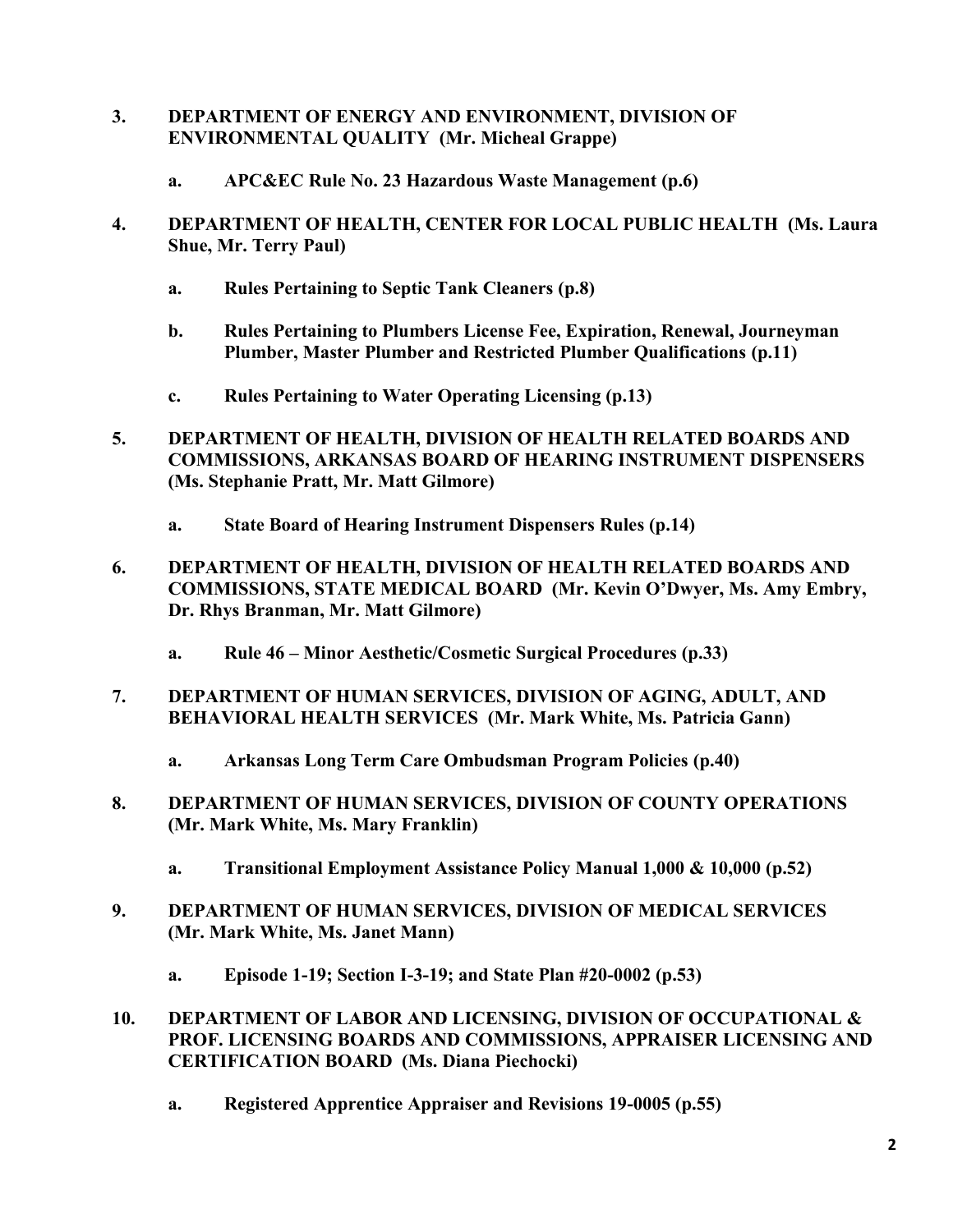3. **DEPARTMENT OF ENERGY AND ENVIRONMENT, DIVISION OF ENVIRONMENTAL QUALITY (Mr. Micheal Grappe)**

   a. **APC&EC Rule No. 23 Hazardous Waste Management (p.6)**

4. **DEPARTMENT OF HEALTH, CENTER FOR LOCAL PUBLIC HEALTH (Ms. Laura Shue, Mr. Terry Paul)**

   a. **Rules Pertaining to Septic Tank Cleaners (p.8)**

   b. **Rules Pertaining to Plumbers License Fee, Expiration, Renewal, Journeyman Plumber, Master Plumber and Restricted Plumber Qualifications (p.11)**

   c. **Rules Pertaining to Water Operating Licensing (p.13)**

5. **DEPARTMENT OF HEALTH, DIVISION OF HEALTH RELATED BOARDS AND COMMISSIONS, ARKANSAS BOARD OF HEARING INSTRUMENT DISPENSERS (Ms. Stephanie Pratt, Mr. Matt Gilmore)**

   a. **State Board of Hearing Instrument Dispensers Rules (p.14)**

6. **DEPARTMENT OF HEALTH, DIVISION OF HEALTH RELATED BOARDS AND COMMISSIONS, STATE MEDICAL BOARD (Mr. Kevin O'Dwyer, Ms. Amy Embry, Dr. Rhys Branman, Mr. Matt Gilmore)**

   a. **Rule 46 – Minor Aesthetic/Cosmetic Surgical Procedures (p.33)**

7. **DEPARTMENT OF HUMAN SERVICES, DIVISION OF AGING, ADULT, AND BEHAVIORAL HEALTH SERVICES (Mr. Mark White, Ms. Patricia Gann)**

   a. **Arkansas Long Term Care Ombudsman Program Policies (p.40)**

8. **DEPARTMENT OF HUMAN SERVICES, DIVISION OF COUNTY OPERATIONS (Mr. Mark White, Ms. Mary Franklin)**

   a. **Transitional Employment Assistance Policy Manual 1,000 & 10,000 (p.52)**

9. **DEPARTMENT OF HUMAN SERVICES, DIVISION OF MEDICAL SERVICES (Mr. Mark White, Ms. Janet Mann)**

   a. **Episode 1-19; Section I-3-19; and State Plan #20-0002 (p.53)**

10. **DEPARTMENT OF LABOR AND LICENSING, DIVISION OF OCCUPATIONAL & PROF. LICENSING BOARDS AND COMMISSIONS, APPRAISER LICENSING AND CERTIFICATION BOARD (Ms. Diana Piechocki)**

    a. **Registered Apprentice Appraiser and Revisions 19-0005 (p.55)**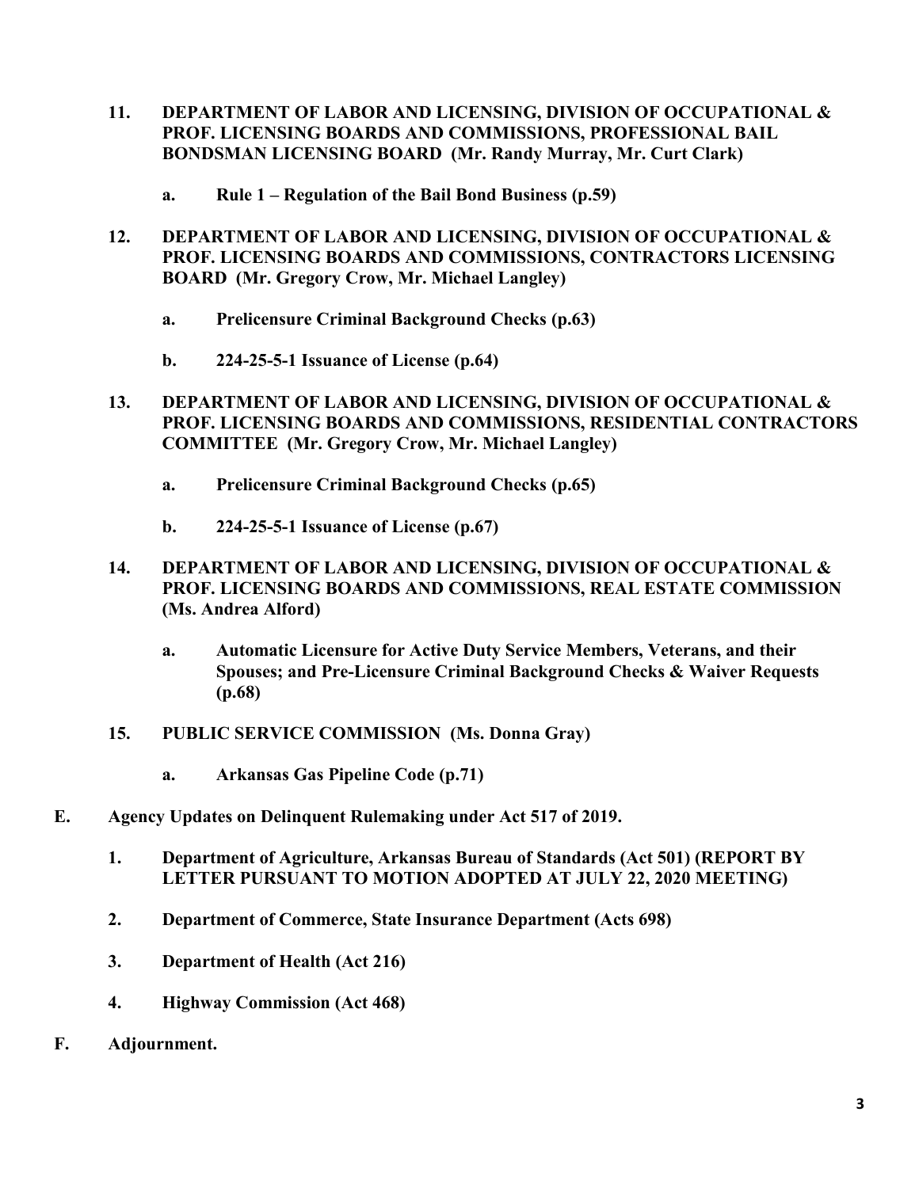**11. DEPARTMENT OF LABOR AND LICENSING, DIVISION OF OCCUPATIONAL & PROF. LICENSING BOARDS AND COMMISSIONS, PROFESSIONAL BAIL BONDSMAN LICENSING BOARD (Mr. Randy Murray, Mr. Curt Clark)**

**a. Rule 1 – Regulation of the Bail Bond Business (p.59)**

**12. DEPARTMENT OF LABOR AND LICENSING, DIVISION OF OCCUPATIONAL & PROF. LICENSING BOARDS AND COMMISSIONS, CONTRACTORS LICENSING BOARD (Mr. Gregory Crow, Mr. Michael Langley)**

**a. Prelicensure Criminal Background Checks (p.63)**

**b. 224-25-5-1 Issuance of License (p.64)**

**13. DEPARTMENT OF LABOR AND LICENSING, DIVISION OF OCCUPATIONAL & PROF. LICENSING BOARDS AND COMMISSIONS, RESIDENTIAL CONTRACTORS COMMITTEE (Mr. Gregory Crow, Mr. Michael Langley)**

**a. Prelicensure Criminal Background Checks (p.65)**

**b. 224-25-5-1 Issuance of License (p.67)**

**14. DEPARTMENT OF LABOR AND LICENSING, DIVISION OF OCCUPATIONAL & PROF. LICENSING BOARDS AND COMMISSIONS, REAL ESTATE COMMISSION (Ms. Andrea Alford)**

**a. Automatic Licensure for Active Duty Service Members, Veterans, and their Spouses; and Pre-Licensure Criminal Background Checks & Waiver Requests (p.68)**

**15. PUBLIC SERVICE COMMISSION (Ms. Donna Gray)**

**a. Arkansas Gas Pipeline Code (p.71)**

**E. Agency Updates on Delinquent Rulemaking under Act 517 of 2019.**

**1. Department of Agriculture, Arkansas Bureau of Standards (Act 501) (REPORT BY LETTER PURSUANT TO MOTION ADOPTED AT JULY 22, 2020 MEETING)**

**2. Department of Commerce, State Insurance Department (Acts 698)**

**3. Department of Health (Act 216)**

**4. Highway Commission (Act 468)**

**F. Adjournment.**